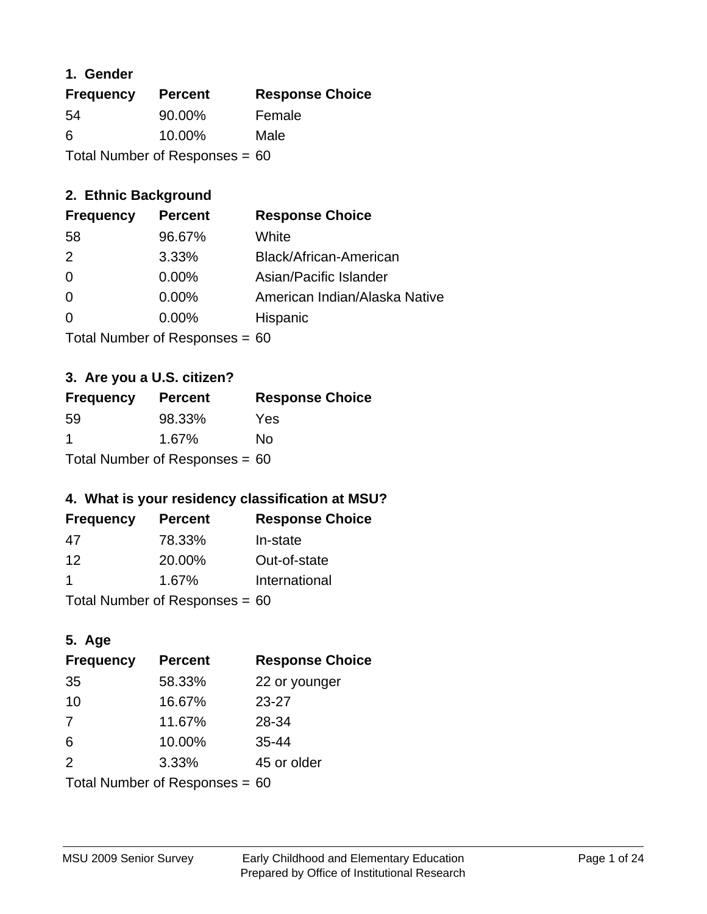## 1. Gender

| Frequency | Percent | Response Choice |
| --- | --- | --- |
| 54 | 90.00% | Female |
| 6 | 10.00% | Male |

Total Number of Responses = 60

## 2. Ethnic Background

| Frequency | Percent | Response Choice |
| --- | --- | --- |
| 58 | 96.67% | White |
| 2 | 3.33% | Black/African-American |
| 0 | 0.00% | Asian/Pacific Islander |
| 0 | 0.00% | American Indian/Alaska Native |
| 0 | 0.00% | Hispanic |

Total Number of Responses = 60

## 3. Are you a U.S. citizen?

| Frequency | Percent | Response Choice |
| --- | --- | --- |
| 59 | 98.33% | Yes |
| 1 | 1.67% | No |

Total Number of Responses = 60

## 4. What is your residency classification at MSU?

| Frequency | Percent | Response Choice |
| --- | --- | --- |
| 47 | 78.33% | In-state |
| 12 | 20.00% | Out-of-state |
| 1 | 1.67% | International |

Total Number of Responses = 60

## 5. Age

| Frequency | Percent | Response Choice |
| --- | --- | --- |
| 35 | 58.33% | 22 or younger |
| 10 | 16.67% | 23-27 |
| 7 | 11.67% | 28-34 |
| 6 | 10.00% | 35-44 |
| 2 | 3.33% | 45 or older |

Total Number of Responses = 60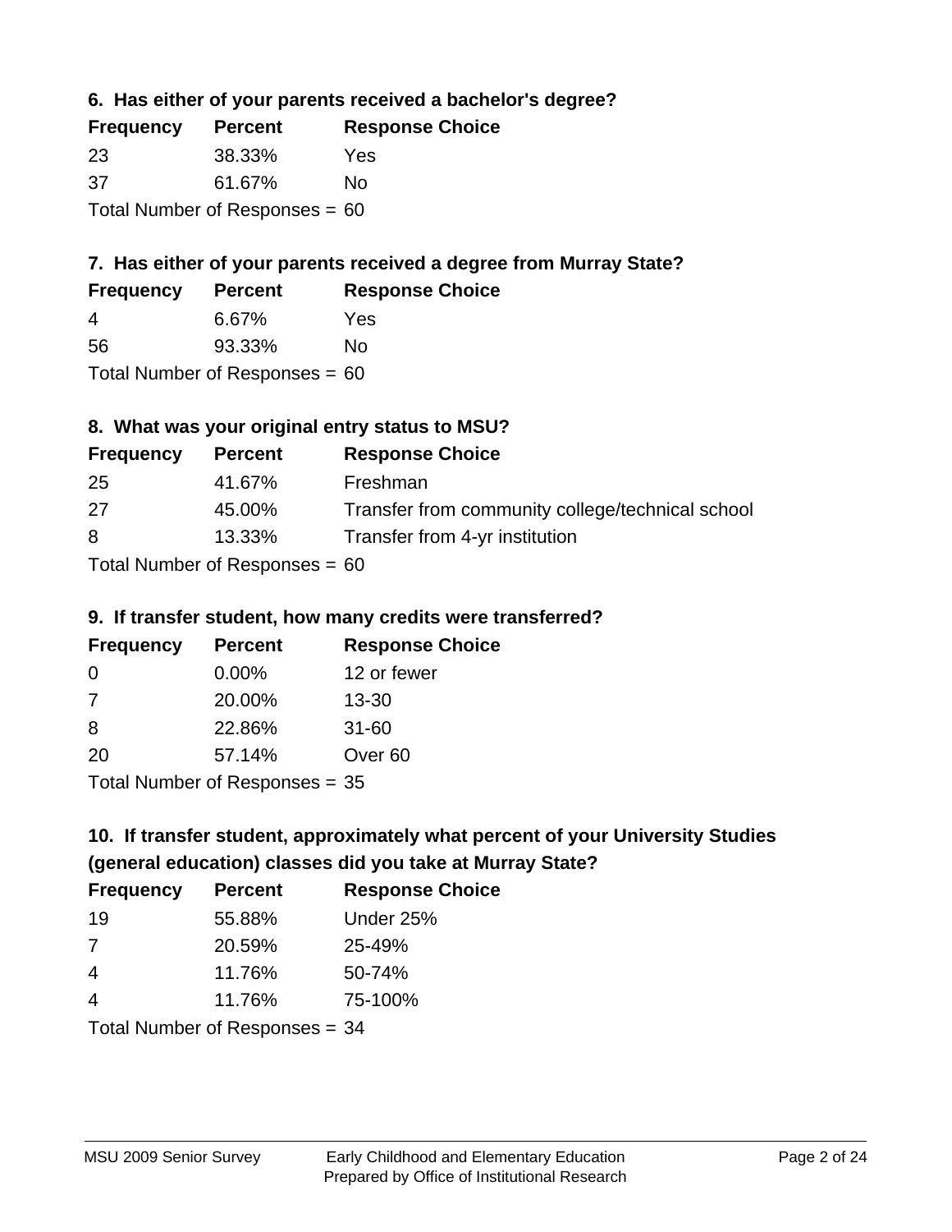### 6. Has either of your parents received a bachelor's degree?

| Frequency | Percent | Response Choice |
|---|---|---|
| 23 | 38.33% | Yes |
| 37 | 61.67% | No |

Total Number of Responses = 60

### 7. Has either of your parents received a degree from Murray State?

| Frequency | Percent | Response Choice |
|---|---|---|
| 4 | 6.67% | Yes |
| 56 | 93.33% | No |

Total Number of Responses = 60

### 8. What was your original entry status to MSU?

| Frequency | Percent | Response Choice |
|---|---|---|
| 25 | 41.67% | Freshman |
| 27 | 45.00% | Transfer from community college/technical school |
| 8 | 13.33% | Transfer from 4-yr institution |

Total Number of Responses = 60

### 9. If transfer student, how many credits were transferred?

| Frequency | Percent | Response Choice |
|---|---|---|
| 0 | 0.00% | 12 or fewer |
| 7 | 20.00% | 13-30 |
| 8 | 22.86% | 31-60 |
| 20 | 57.14% | Over 60 |

Total Number of Responses = 35

### 10. If transfer student, approximately what percent of your University Studies (general education) classes did you take at Murray State?

| Frequency | Percent | Response Choice |
|---|---|---|
| 19 | 55.88% | Under 25% |
| 7 | 20.59% | 25-49% |
| 4 | 11.76% | 50-74% |
| 4 | 11.76% | 75-100% |

Total Number of Responses = 34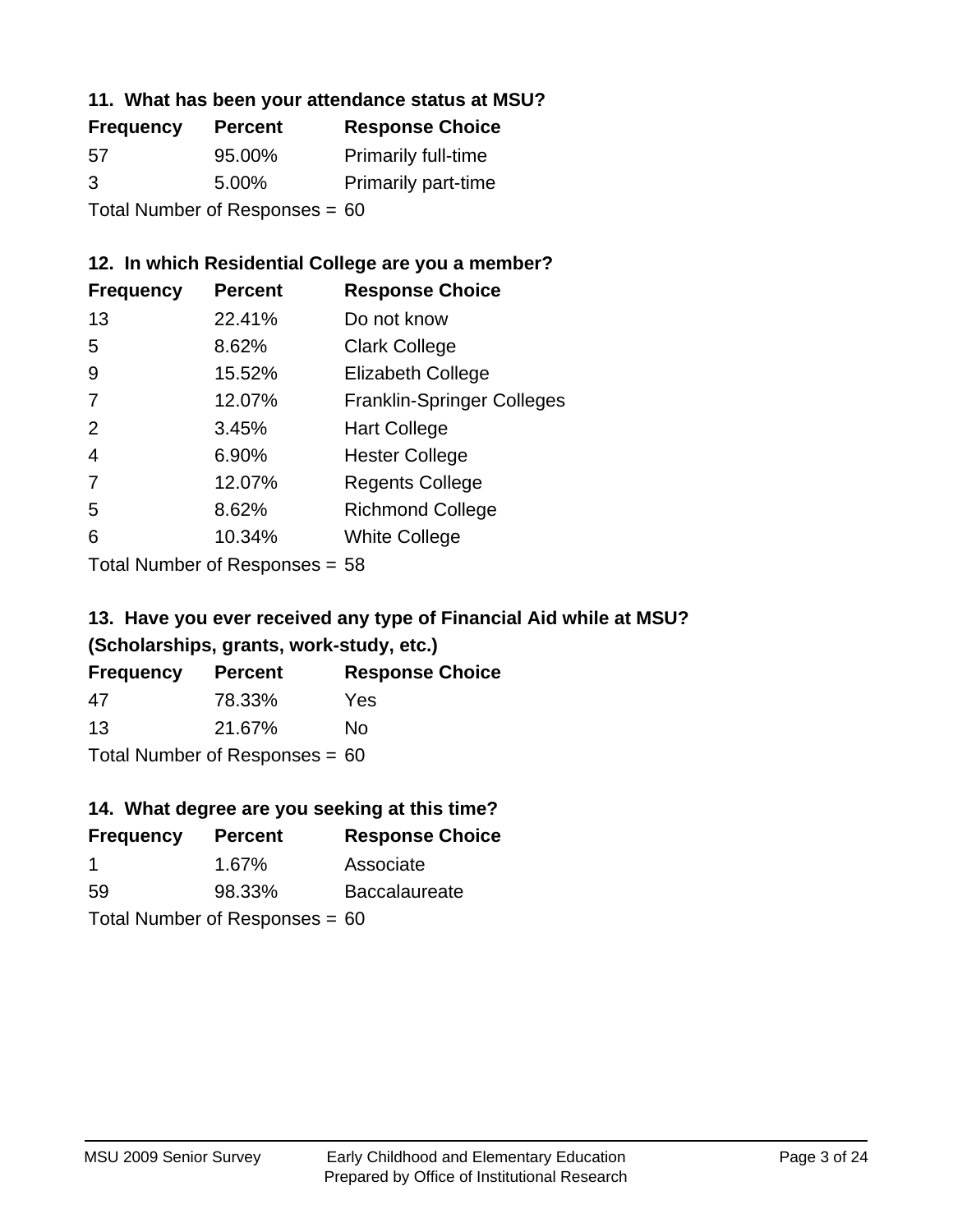### 11. What has been your attendance status at MSU?

| Frequency | Percent | Response Choice |
|---|---|---|
| 57 | 95.00% | Primarily full-time |
| 3 | 5.00% | Primarily part-time |

Total Number of Responses = 60

### 12. In which Residential College are you a member?

| Frequency | Percent | Response Choice |
|---|---|---|
| 13 | 22.41% | Do not know |
| 5 | 8.62% | Clark College |
| 9 | 15.52% | Elizabeth College |
| 7 | 12.07% | Franklin-Springer Colleges |
| 2 | 3.45% | Hart College |
| 4 | 6.90% | Hester College |
| 7 | 12.07% | Regents College |
| 5 | 8.62% | Richmond College |
| 6 | 10.34% | White College |

Total Number of Responses = 58

### 13. Have you ever received any type of Financial Aid while at MSU? (Scholarships, grants, work-study, etc.)

| Frequency | Percent | Response Choice |
|---|---|---|
| 47 | 78.33% | Yes |
| 13 | 21.67% | No |

Total Number of Responses = 60

### 14. What degree are you seeking at this time?

| Frequency | Percent | Response Choice |
|---|---|---|
| 1 | 1.67% | Associate |
| 59 | 98.33% | Baccalaureate |

Total Number of Responses = 60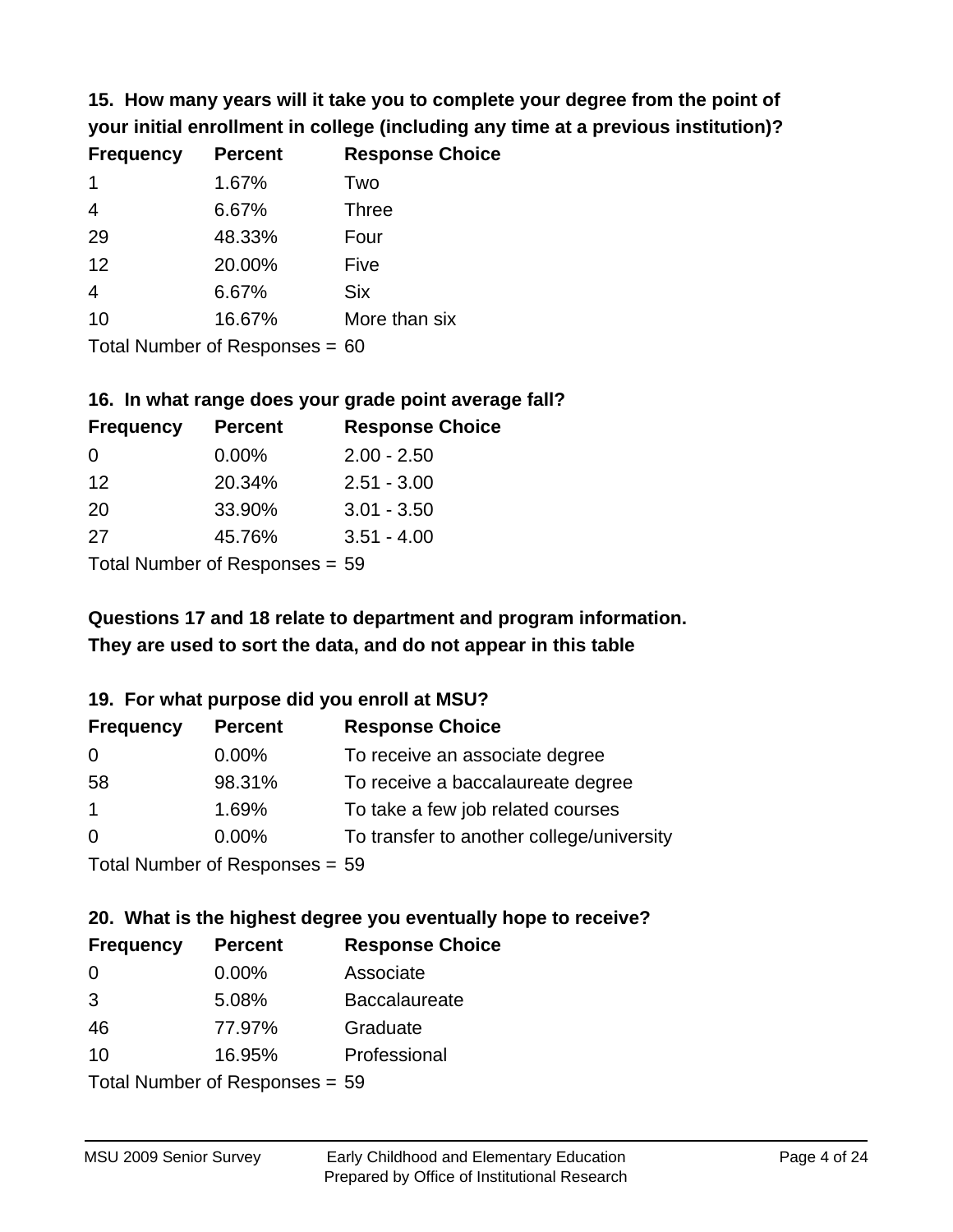### 15. How many years will it take you to complete your degree from the point of your initial enrollment in college (including any time at a previous institution)?

| Frequency | Percent | Response Choice |
|---|---|---|
| 1 | 1.67% | Two |
| 4 | 6.67% | Three |
| 29 | 48.33% | Four |
| 12 | 20.00% | Five |
| 4 | 6.67% | Six |
| 10 | 16.67% | More than six |

Total Number of Responses = 60

### 16. In what range does your grade point average fall?

| Frequency | Percent | Response Choice |
|---|---|---|
| 0 | 0.00% | 2.00 - 2.50 |
| 12 | 20.34% | 2.51 - 3.00 |
| 20 | 33.90% | 3.01 - 3.50 |
| 27 | 45.76% | 3.51 - 4.00 |

Total Number of Responses = 59

**Questions 17 and 18 relate to department and program information. They are used to sort the data, and do not appear in this table**

### 19. For what purpose did you enroll at MSU?

| Frequency | Percent | Response Choice |
|---|---|---|
| 0 | 0.00% | To receive an associate degree |
| 58 | 98.31% | To receive a baccalaureate degree |
| 1 | 1.69% | To take a few job related courses |
| 0 | 0.00% | To transfer to another college/university |

Total Number of Responses = 59

### 20. What is the highest degree you eventually hope to receive?

| Frequency | Percent | Response Choice |
|---|---|---|
| 0 | 0.00% | Associate |
| 3 | 5.08% | Baccalaureate |
| 46 | 77.97% | Graduate |
| 10 | 16.95% | Professional |

Total Number of Responses = 59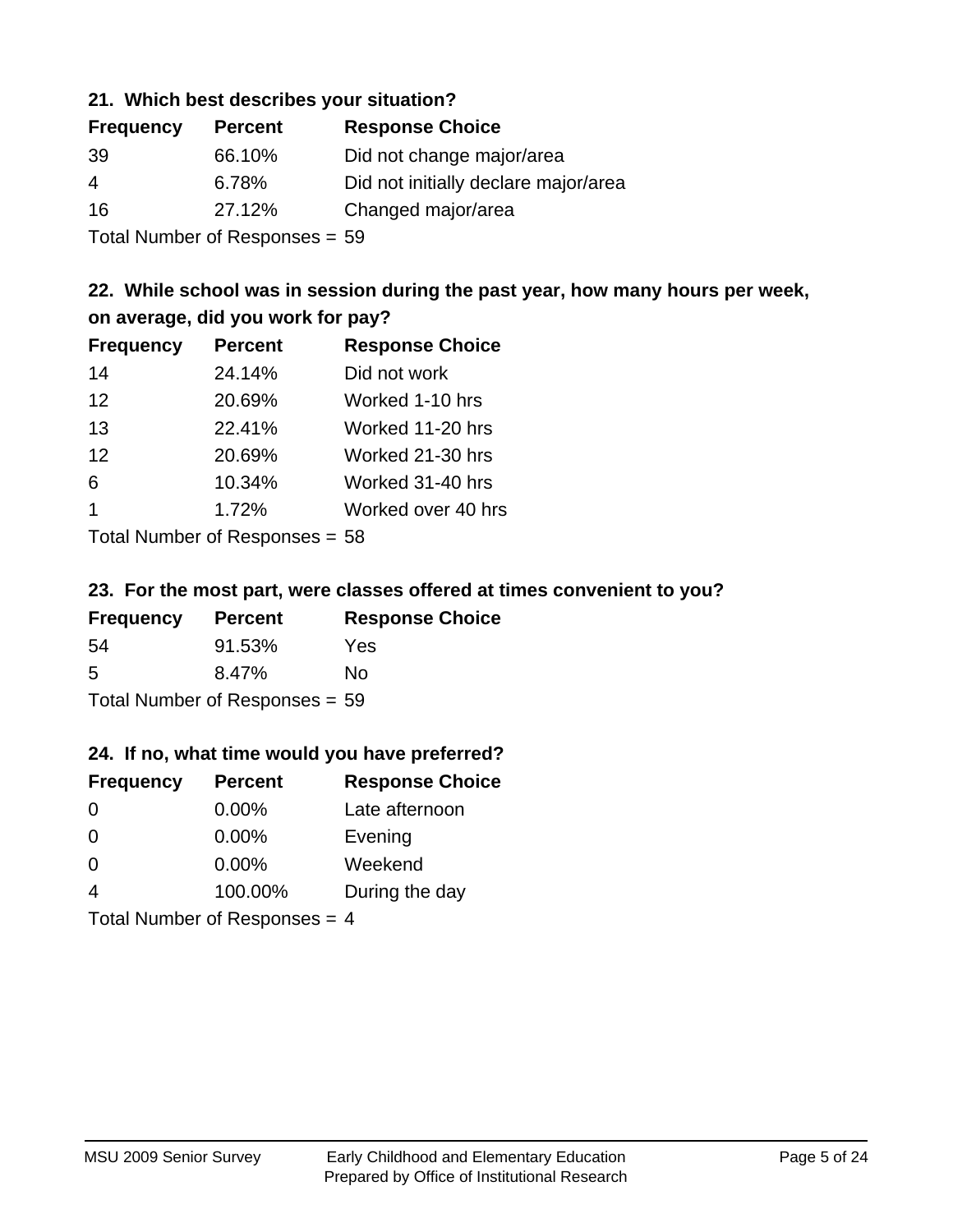### 21. Which best describes your situation?

| Frequency | Percent | Response Choice |
|---|---|---|
| 39 | 66.10% | Did not change major/area |
| 4 | 6.78% | Did not initially declare major/area |
| 16 | 27.12% | Changed major/area |

Total Number of Responses = 59

### 22. While school was in session during the past year, how many hours per week, on average, did you work for pay?

| Frequency | Percent | Response Choice |
|---|---|---|
| 14 | 24.14% | Did not work |
| 12 | 20.69% | Worked 1-10 hrs |
| 13 | 22.41% | Worked 11-20 hrs |
| 12 | 20.69% | Worked 21-30 hrs |
| 6 | 10.34% | Worked 31-40 hrs |
| 1 | 1.72% | Worked over 40 hrs |

Total Number of Responses = 58

### 23. For the most part, were classes offered at times convenient to you?

| Frequency | Percent | Response Choice |
|---|---|---|
| 54 | 91.53% | Yes |
| 5 | 8.47% | No |

Total Number of Responses = 59

### 24. If no, what time would you have preferred?

| Frequency | Percent | Response Choice |
|---|---|---|
| 0 | 0.00% | Late afternoon |
| 0 | 0.00% | Evening |
| 0 | 0.00% | Weekend |
| 4 | 100.00% | During the day |

Total Number of Responses = 4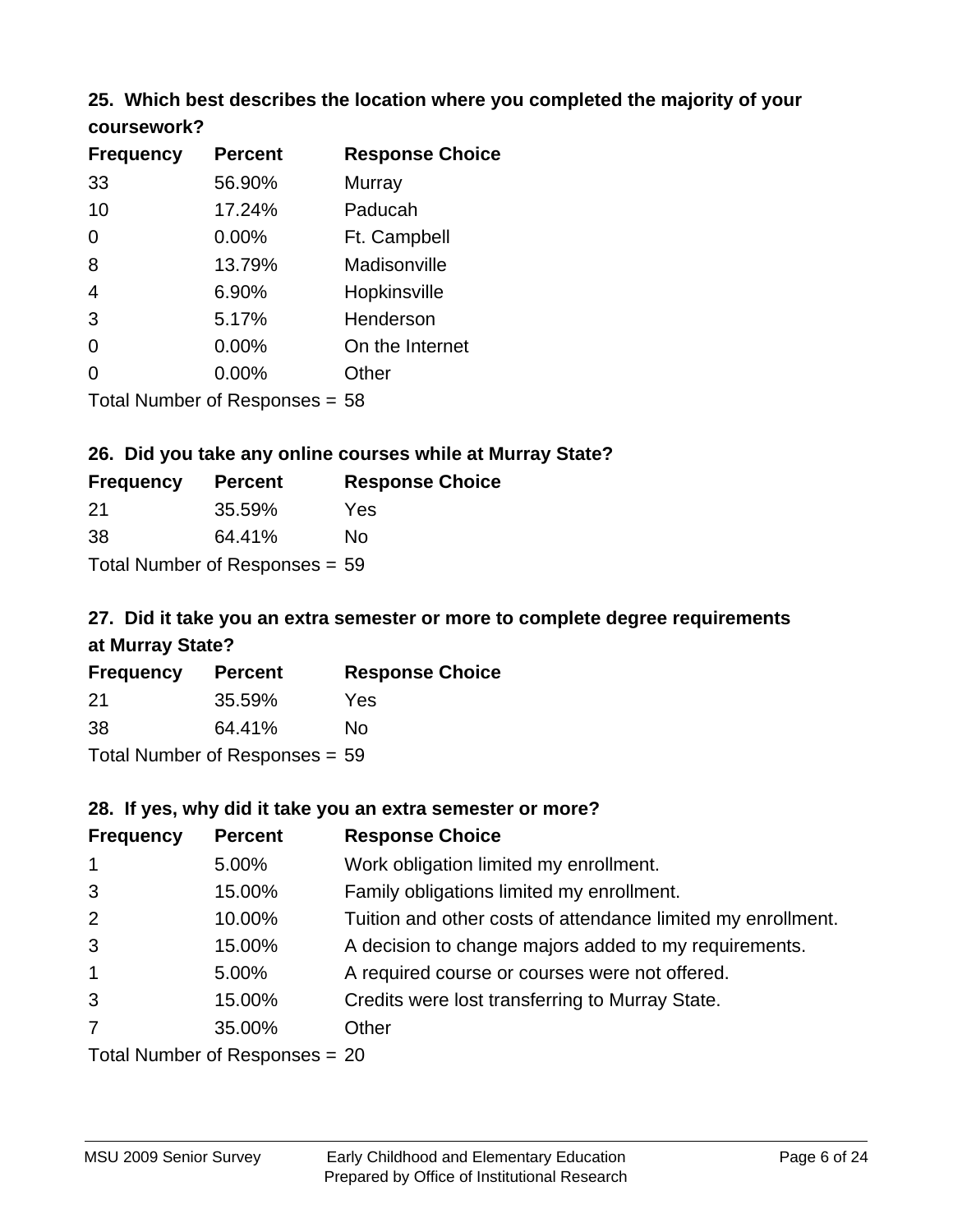### 25. Which best describes the location where you completed the majority of your coursework?

| Frequency | Percent | Response Choice |
|---|---|---|
| 33 | 56.90% | Murray |
| 10 | 17.24% | Paducah |
| 0 | 0.00% | Ft. Campbell |
| 8 | 13.79% | Madisonville |
| 4 | 6.90% | Hopkinsville |
| 3 | 5.17% | Henderson |
| 0 | 0.00% | On the Internet |
| 0 | 0.00% | Other |

Total Number of Responses = 58

### 26. Did you take any online courses while at Murray State?

| Frequency | Percent | Response Choice |
|---|---|---|
| 21 | 35.59% | Yes |
| 38 | 64.41% | No |

Total Number of Responses = 59

### 27. Did it take you an extra semester or more to complete degree requirements at Murray State?

| Frequency | Percent | Response Choice |
|---|---|---|
| 21 | 35.59% | Yes |
| 38 | 64.41% | No |

Total Number of Responses = 59

### 28. If yes, why did it take you an extra semester or more?

| Frequency | Percent | Response Choice |
|---|---|---|
| 1 | 5.00% | Work obligation limited my enrollment. |
| 3 | 15.00% | Family obligations limited my enrollment. |
| 2 | 10.00% | Tuition and other costs of attendance limited my enrollment. |
| 3 | 15.00% | A decision to change majors added to my requirements. |
| 1 | 5.00% | A required course or courses were not offered. |
| 3 | 15.00% | Credits were lost transferring to Murray State. |
| 7 | 35.00% | Other |

Total Number of Responses = 20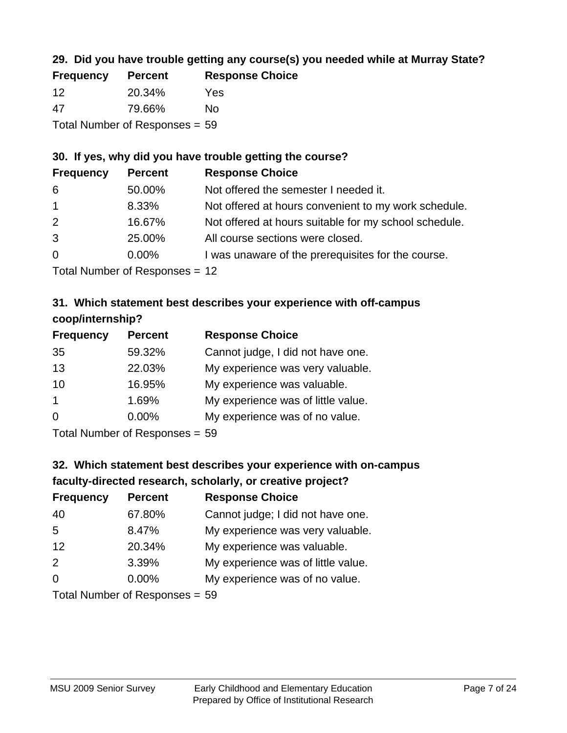### 29. Did you have trouble getting any course(s) you needed while at Murray State?

| Frequency | Percent | Response Choice |
|---|---|---|
| 12 | 20.34% | Yes |
| 47 | 79.66% | No |

Total Number of Responses = 59

### 30. If yes, why did you have trouble getting the course?

| Frequency | Percent | Response Choice |
|---|---|---|
| 6 | 50.00% | Not offered the semester I needed it. |
| 1 | 8.33% | Not offered at hours convenient to my work schedule. |
| 2 | 16.67% | Not offered at hours suitable for my school schedule. |
| 3 | 25.00% | All course sections were closed. |
| 0 | 0.00% | I was unaware of the prerequisites for the course. |

Total Number of Responses = 12

### 31. Which statement best describes your experience with off-campus coop/internship?

| Frequency | Percent | Response Choice |
|---|---|---|
| 35 | 59.32% | Cannot judge, I did not have one. |
| 13 | 22.03% | My experience was very valuable. |
| 10 | 16.95% | My experience was valuable. |
| 1 | 1.69% | My experience was of little value. |
| 0 | 0.00% | My experience was of no value. |

Total Number of Responses = 59

### 32. Which statement best describes your experience with on-campus faculty-directed research, scholarly, or creative project?

| Frequency | Percent | Response Choice |
|---|---|---|
| 40 | 67.80% | Cannot judge; I did not have one. |
| 5 | 8.47% | My experience was very valuable. |
| 12 | 20.34% | My experience was valuable. |
| 2 | 3.39% | My experience was of little value. |
| 0 | 0.00% | My experience was of no value. |

Total Number of Responses = 59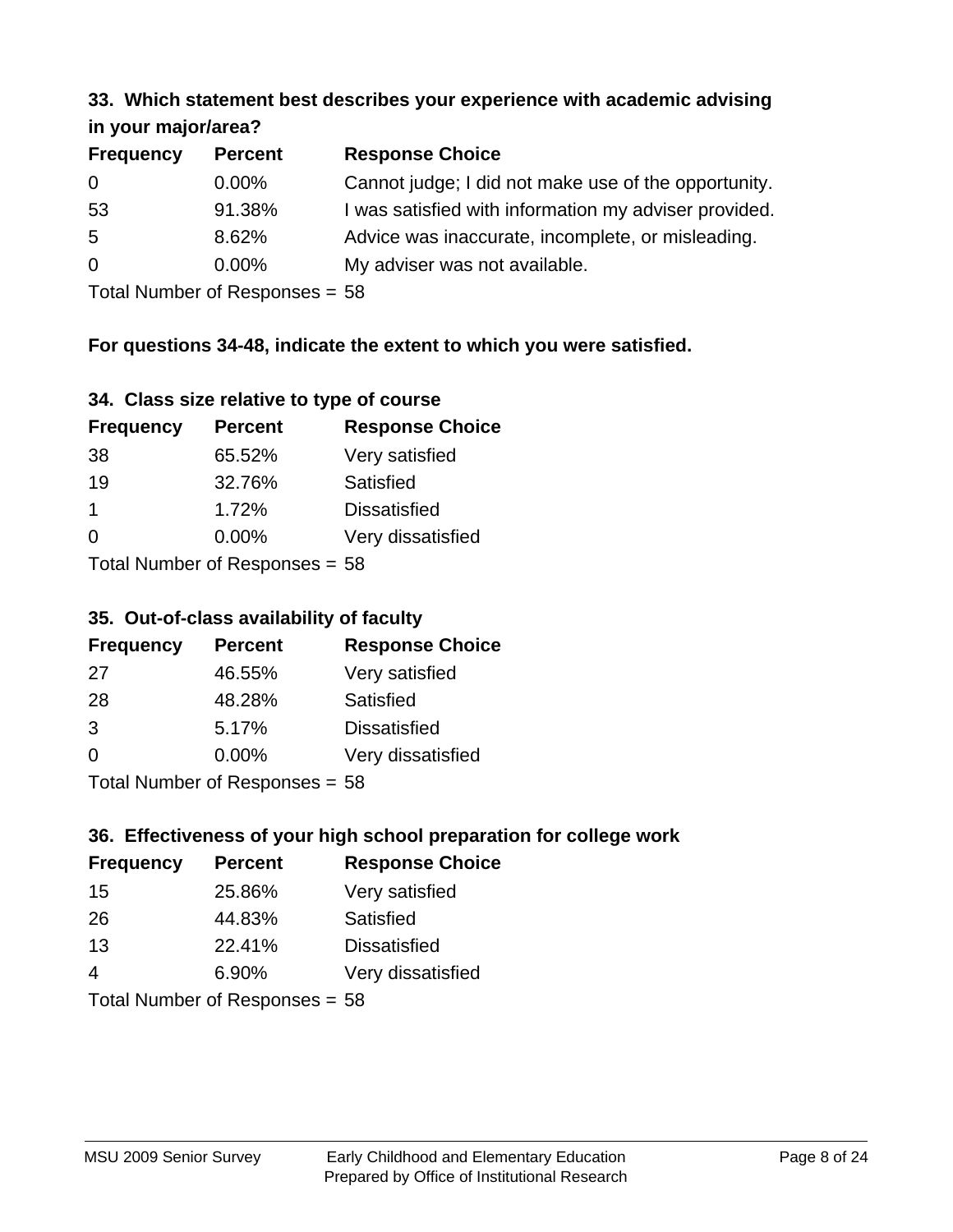### 33. Which statement best describes your experience with academic advising in your major/area?

| Frequency | Percent | Response Choice |
|---|---|---|
| 0 | 0.00% | Cannot judge; I did not make use of the opportunity. |
| 53 | 91.38% | I was satisfied with information my adviser provided. |
| 5 | 8.62% | Advice was inaccurate, incomplete, or misleading. |
| 0 | 0.00% | My adviser was not available. |

Total Number of Responses = 58

**For questions 34-48, indicate the extent to which you were satisfied.**

### 34. Class size relative to type of course

| Frequency | Percent | Response Choice |
|---|---|---|
| 38 | 65.52% | Very satisfied |
| 19 | 32.76% | Satisfied |
| 1 | 1.72% | Dissatisfied |
| 0 | 0.00% | Very dissatisfied |

Total Number of Responses = 58

### 35. Out-of-class availability of faculty

| Frequency | Percent | Response Choice |
|---|---|---|
| 27 | 46.55% | Very satisfied |
| 28 | 48.28% | Satisfied |
| 3 | 5.17% | Dissatisfied |
| 0 | 0.00% | Very dissatisfied |

Total Number of Responses = 58

### 36. Effectiveness of your high school preparation for college work

| Frequency | Percent | Response Choice |
|---|---|---|
| 15 | 25.86% | Very satisfied |
| 26 | 44.83% | Satisfied |
| 13 | 22.41% | Dissatisfied |
| 4 | 6.90% | Very dissatisfied |

Total Number of Responses = 58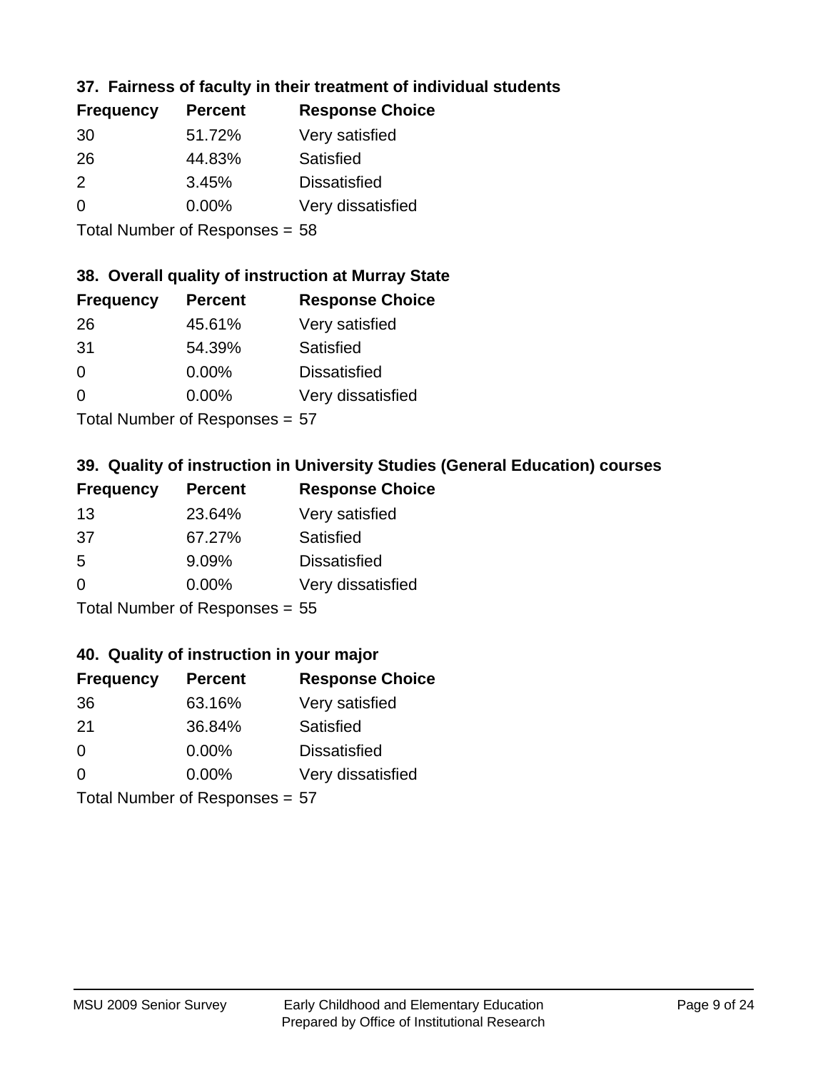### 37. Fairness of faculty in their treatment of individual students

| Frequency | Percent | Response Choice |
|---|---|---|
| 30 | 51.72% | Very satisfied |
| 26 | 44.83% | Satisfied |
| 2 | 3.45% | Dissatisfied |
| 0 | 0.00% | Very dissatisfied |

Total Number of Responses = 58

### 38. Overall quality of instruction at Murray State

| Frequency | Percent | Response Choice |
|---|---|---|
| 26 | 45.61% | Very satisfied |
| 31 | 54.39% | Satisfied |
| 0 | 0.00% | Dissatisfied |
| 0 | 0.00% | Very dissatisfied |

Total Number of Responses = 57

### 39. Quality of instruction in University Studies (General Education) courses

| Frequency | Percent | Response Choice |
|---|---|---|
| 13 | 23.64% | Very satisfied |
| 37 | 67.27% | Satisfied |
| 5 | 9.09% | Dissatisfied |
| 0 | 0.00% | Very dissatisfied |

Total Number of Responses = 55

### 40. Quality of instruction in your major

| Frequency | Percent | Response Choice |
|---|---|---|
| 36 | 63.16% | Very satisfied |
| 21 | 36.84% | Satisfied |
| 0 | 0.00% | Dissatisfied |
| 0 | 0.00% | Very dissatisfied |

Total Number of Responses = 57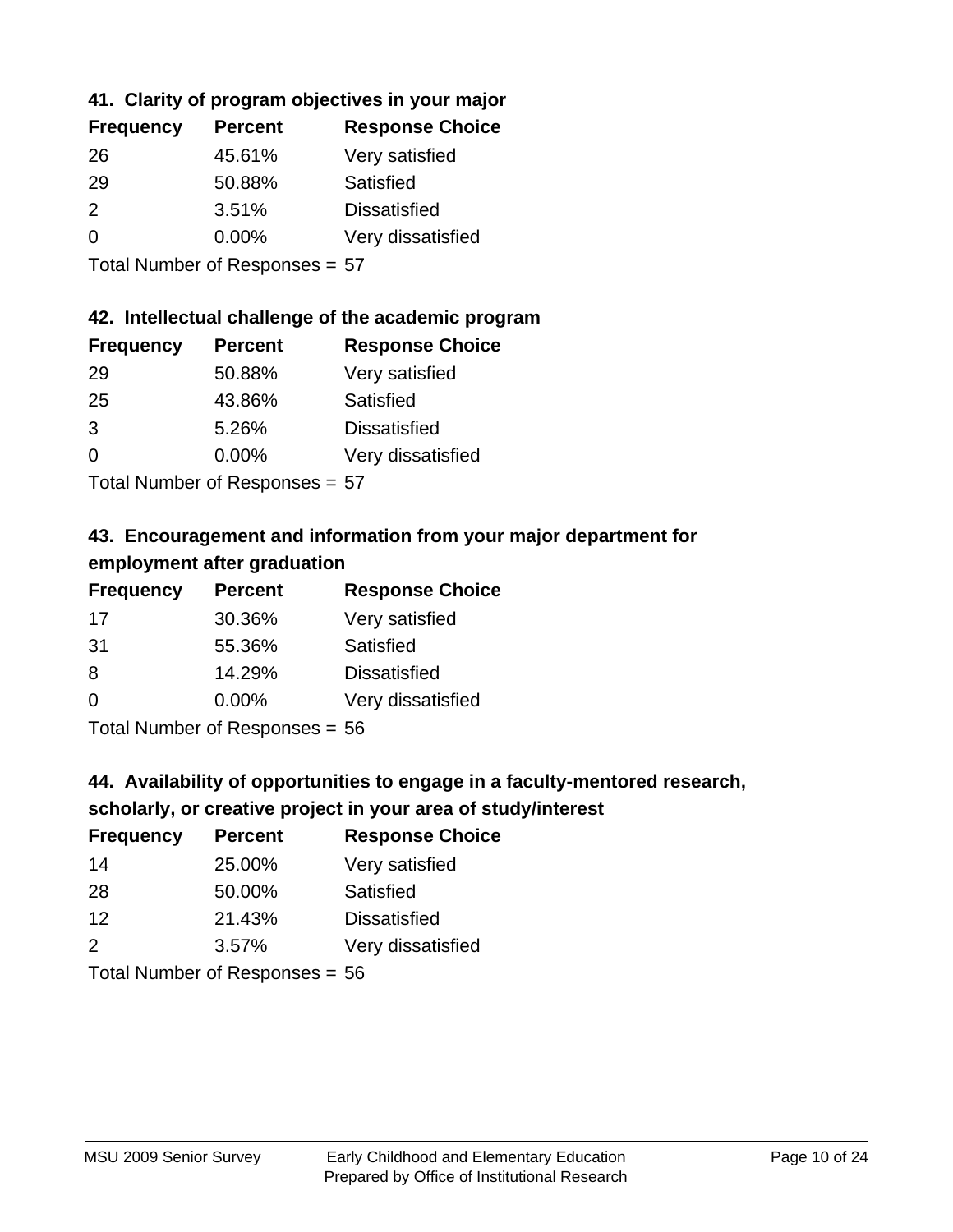### 41. Clarity of program objectives in your major

| Frequency | Percent | Response Choice |
|---|---|---|
| 26 | 45.61% | Very satisfied |
| 29 | 50.88% | Satisfied |
| 2 | 3.51% | Dissatisfied |
| 0 | 0.00% | Very dissatisfied |

Total Number of Responses = 57

### 42. Intellectual challenge of the academic program

| Frequency | Percent | Response Choice |
|---|---|---|
| 29 | 50.88% | Very satisfied |
| 25 | 43.86% | Satisfied |
| 3 | 5.26% | Dissatisfied |
| 0 | 0.00% | Very dissatisfied |

Total Number of Responses = 57

### 43. Encouragement and information from your major department for employment after graduation

| Frequency | Percent | Response Choice |
|---|---|---|
| 17 | 30.36% | Very satisfied |
| 31 | 55.36% | Satisfied |
| 8 | 14.29% | Dissatisfied |
| 0 | 0.00% | Very dissatisfied |

Total Number of Responses = 56

### 44. Availability of opportunities to engage in a faculty-mentored research, scholarly, or creative project in your area of study/interest

| Frequency | Percent | Response Choice |
|---|---|---|
| 14 | 25.00% | Very satisfied |
| 28 | 50.00% | Satisfied |
| 12 | 21.43% | Dissatisfied |
| 2 | 3.57% | Very dissatisfied |

Total Number of Responses = 56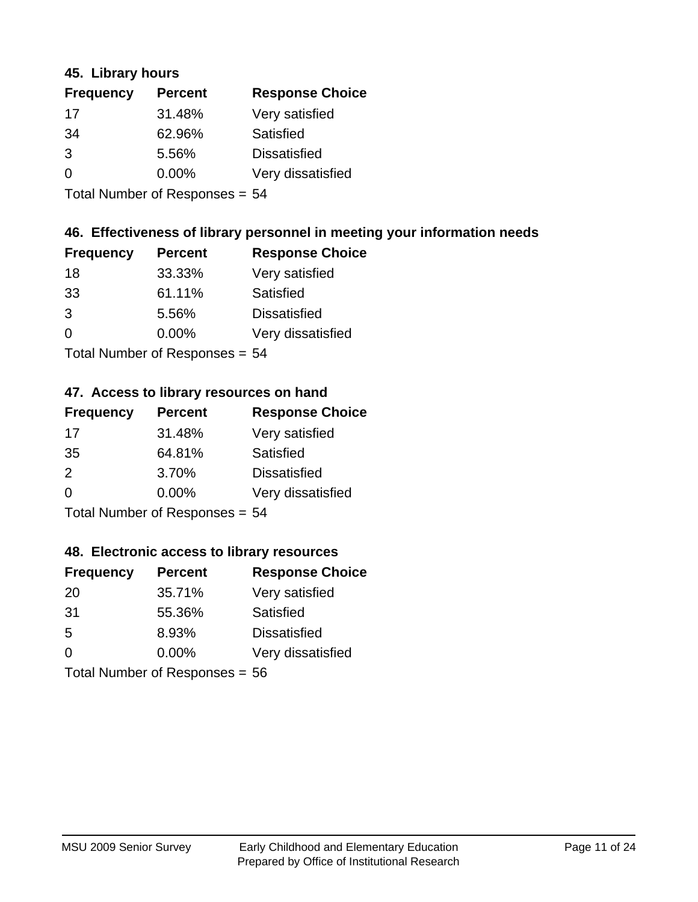### 45. Library hours

| Frequency | Percent | Response Choice |
|---|---|---|
| 17 | 31.48% | Very satisfied |
| 34 | 62.96% | Satisfied |
| 3 | 5.56% | Dissatisfied |
| 0 | 0.00% | Very dissatisfied |

Total Number of Responses = 54

### 46. Effectiveness of library personnel in meeting your information needs

| Frequency | Percent | Response Choice |
|---|---|---|
| 18 | 33.33% | Very satisfied |
| 33 | 61.11% | Satisfied |
| 3 | 5.56% | Dissatisfied |
| 0 | 0.00% | Very dissatisfied |

Total Number of Responses = 54

### 47. Access to library resources on hand

| Frequency | Percent | Response Choice |
|---|---|---|
| 17 | 31.48% | Very satisfied |
| 35 | 64.81% | Satisfied |
| 2 | 3.70% | Dissatisfied |
| 0 | 0.00% | Very dissatisfied |

Total Number of Responses = 54

### 48. Electronic access to library resources

| Frequency | Percent | Response Choice |
|---|---|---|
| 20 | 35.71% | Very satisfied |
| 31 | 55.36% | Satisfied |
| 5 | 8.93% | Dissatisfied |
| 0 | 0.00% | Very dissatisfied |

Total Number of Responses = 56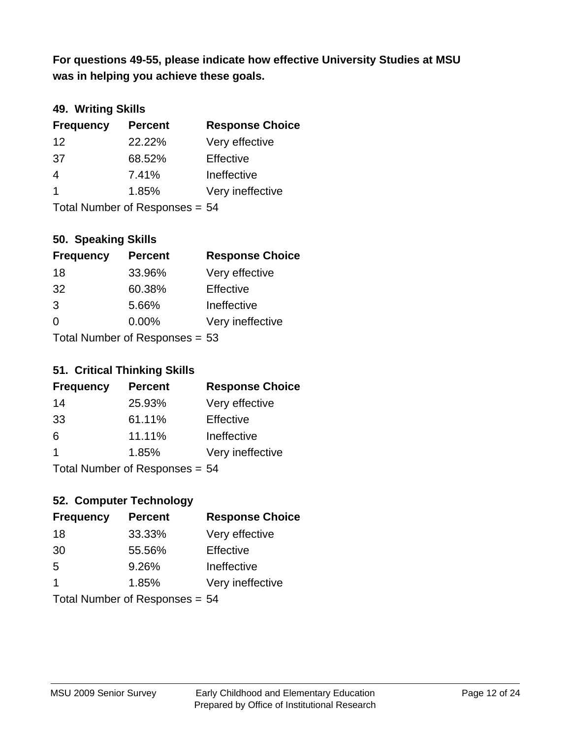**For questions 49-55, please indicate how effective University Studies at MSU was in helping you achieve these goals.**

### 49. Writing Skills

| Frequency | Percent | Response Choice |
|---|---|---|
| 12 | 22.22% | Very effective |
| 37 | 68.52% | Effective |
| 4 | 7.41% | Ineffective |
| 1 | 1.85% | Very ineffective |

Total Number of Responses = 54

### 50. Speaking Skills

| Frequency | Percent | Response Choice |
|---|---|---|
| 18 | 33.96% | Very effective |
| 32 | 60.38% | Effective |
| 3 | 5.66% | Ineffective |
| 0 | 0.00% | Very ineffective |

Total Number of Responses = 53

### 51. Critical Thinking Skills

| Frequency | Percent | Response Choice |
|---|---|---|
| 14 | 25.93% | Very effective |
| 33 | 61.11% | Effective |
| 6 | 11.11% | Ineffective |
| 1 | 1.85% | Very ineffective |

Total Number of Responses = 54

### 52. Computer Technology

| Frequency | Percent | Response Choice |
|---|---|---|
| 18 | 33.33% | Very effective |
| 30 | 55.56% | Effective |
| 5 | 9.26% | Ineffective |
| 1 | 1.85% | Very ineffective |

Total Number of Responses = 54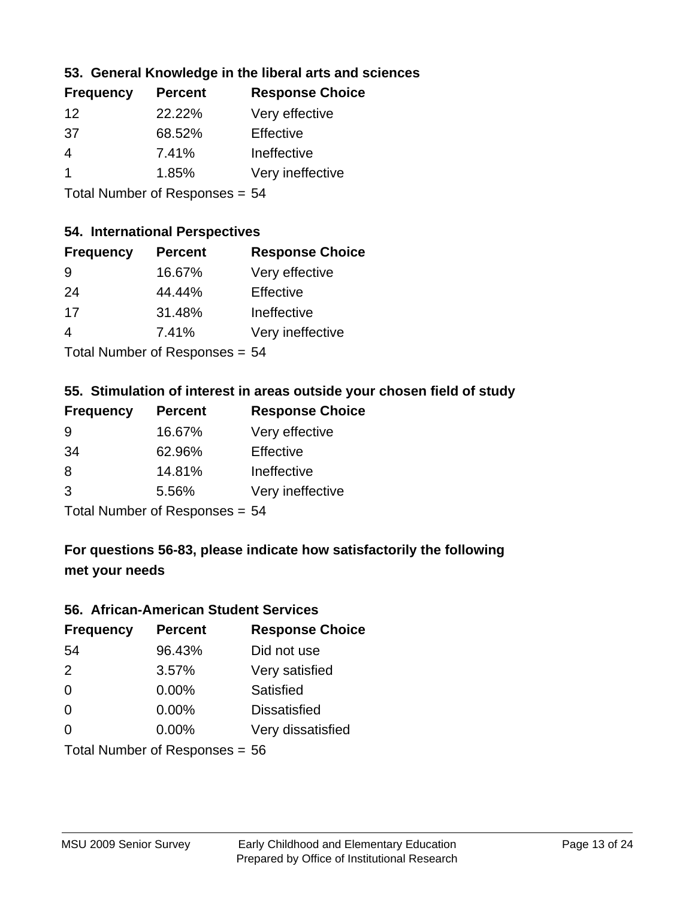### 53. General Knowledge in the liberal arts and sciences

| Frequency | Percent | Response Choice |
|---|---|---|
| 12 | 22.22% | Very effective |
| 37 | 68.52% | Effective |
| 4 | 7.41% | Ineffective |
| 1 | 1.85% | Very ineffective |

Total Number of Responses = 54

### 54. International Perspectives

| Frequency | Percent | Response Choice |
|---|---|---|
| 9 | 16.67% | Very effective |
| 24 | 44.44% | Effective |
| 17 | 31.48% | Ineffective |
| 4 | 7.41% | Very ineffective |

Total Number of Responses = 54

### 55. Stimulation of interest in areas outside your chosen field of study

| Frequency | Percent | Response Choice |
|---|---|---|
| 9 | 16.67% | Very effective |
| 34 | 62.96% | Effective |
| 8 | 14.81% | Ineffective |
| 3 | 5.56% | Very ineffective |

Total Number of Responses = 54

## For questions 56-83, please indicate how satisfactorily the following met your needs

### 56. African-American Student Services

| Frequency | Percent | Response Choice |
|---|---|---|
| 54 | 96.43% | Did not use |
| 2 | 3.57% | Very satisfied |
| 0 | 0.00% | Satisfied |
| 0 | 0.00% | Dissatisfied |
| 0 | 0.00% | Very dissatisfied |

Total Number of Responses = 56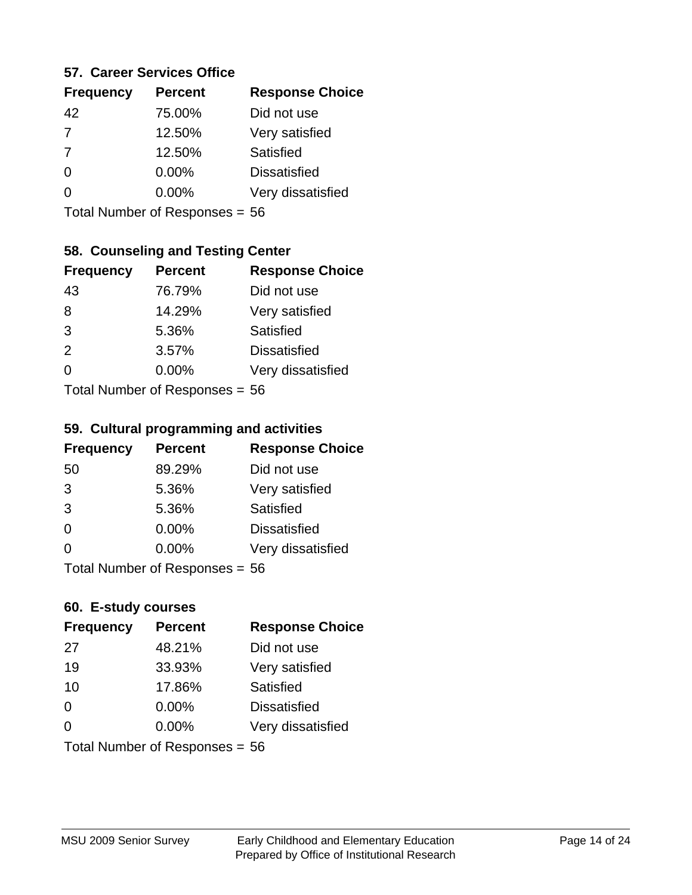### 57. Career Services Office

| Frequency | Percent | Response Choice |
|---|---|---|
| 42 | 75.00% | Did not use |
| 7 | 12.50% | Very satisfied |
| 7 | 12.50% | Satisfied |
| 0 | 0.00% | Dissatisfied |
| 0 | 0.00% | Very dissatisfied |

Total Number of Responses = 56

### 58. Counseling and Testing Center

| Frequency | Percent | Response Choice |
|---|---|---|
| 43 | 76.79% | Did not use |
| 8 | 14.29% | Very satisfied |
| 3 | 5.36% | Satisfied |
| 2 | 3.57% | Dissatisfied |
| 0 | 0.00% | Very dissatisfied |

Total Number of Responses = 56

### 59. Cultural programming and activities

| Frequency | Percent | Response Choice |
|---|---|---|
| 50 | 89.29% | Did not use |
| 3 | 5.36% | Very satisfied |
| 3 | 5.36% | Satisfied |
| 0 | 0.00% | Dissatisfied |
| 0 | 0.00% | Very dissatisfied |

Total Number of Responses = 56

### 60. E-study courses

| Frequency | Percent | Response Choice |
|---|---|---|
| 27 | 48.21% | Did not use |
| 19 | 33.93% | Very satisfied |
| 10 | 17.86% | Satisfied |
| 0 | 0.00% | Dissatisfied |
| 0 | 0.00% | Very dissatisfied |

Total Number of Responses = 56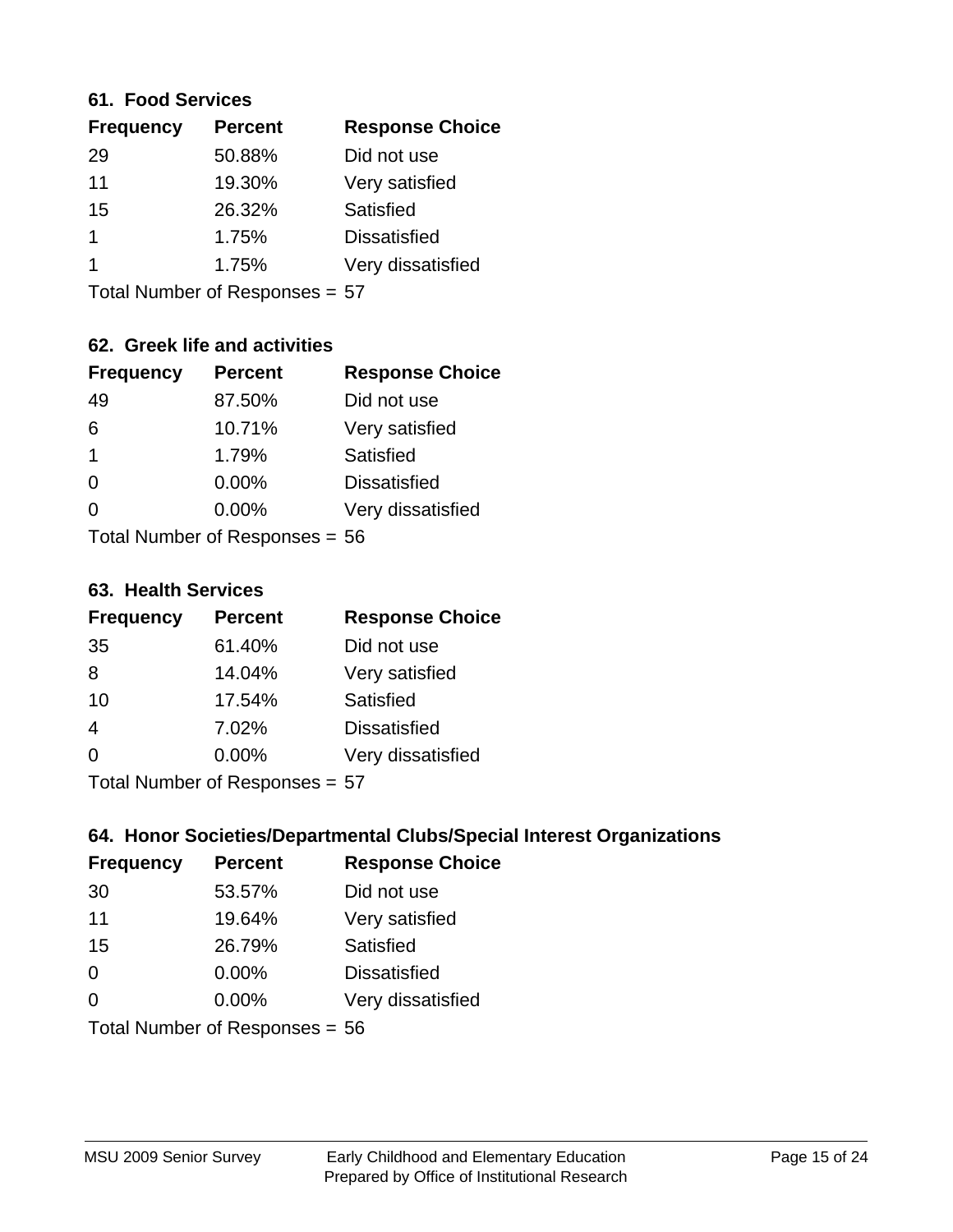### 61. Food Services

| Frequency | Percent | Response Choice |
|---|---|---|
| 29 | 50.88% | Did not use |
| 11 | 19.30% | Very satisfied |
| 15 | 26.32% | Satisfied |
| 1 | 1.75% | Dissatisfied |
| 1 | 1.75% | Very dissatisfied |

Total Number of Responses = 57

### 62. Greek life and activities

| Frequency | Percent | Response Choice |
|---|---|---|
| 49 | 87.50% | Did not use |
| 6 | 10.71% | Very satisfied |
| 1 | 1.79% | Satisfied |
| 0 | 0.00% | Dissatisfied |
| 0 | 0.00% | Very dissatisfied |

Total Number of Responses = 56

### 63. Health Services

| Frequency | Percent | Response Choice |
|---|---|---|
| 35 | 61.40% | Did not use |
| 8 | 14.04% | Very satisfied |
| 10 | 17.54% | Satisfied |
| 4 | 7.02% | Dissatisfied |
| 0 | 0.00% | Very dissatisfied |

Total Number of Responses = 57

### 64. Honor Societies/Departmental Clubs/Special Interest Organizations

| Frequency | Percent | Response Choice |
|---|---|---|
| 30 | 53.57% | Did not use |
| 11 | 19.64% | Very satisfied |
| 15 | 26.79% | Satisfied |
| 0 | 0.00% | Dissatisfied |
| 0 | 0.00% | Very dissatisfied |

Total Number of Responses = 56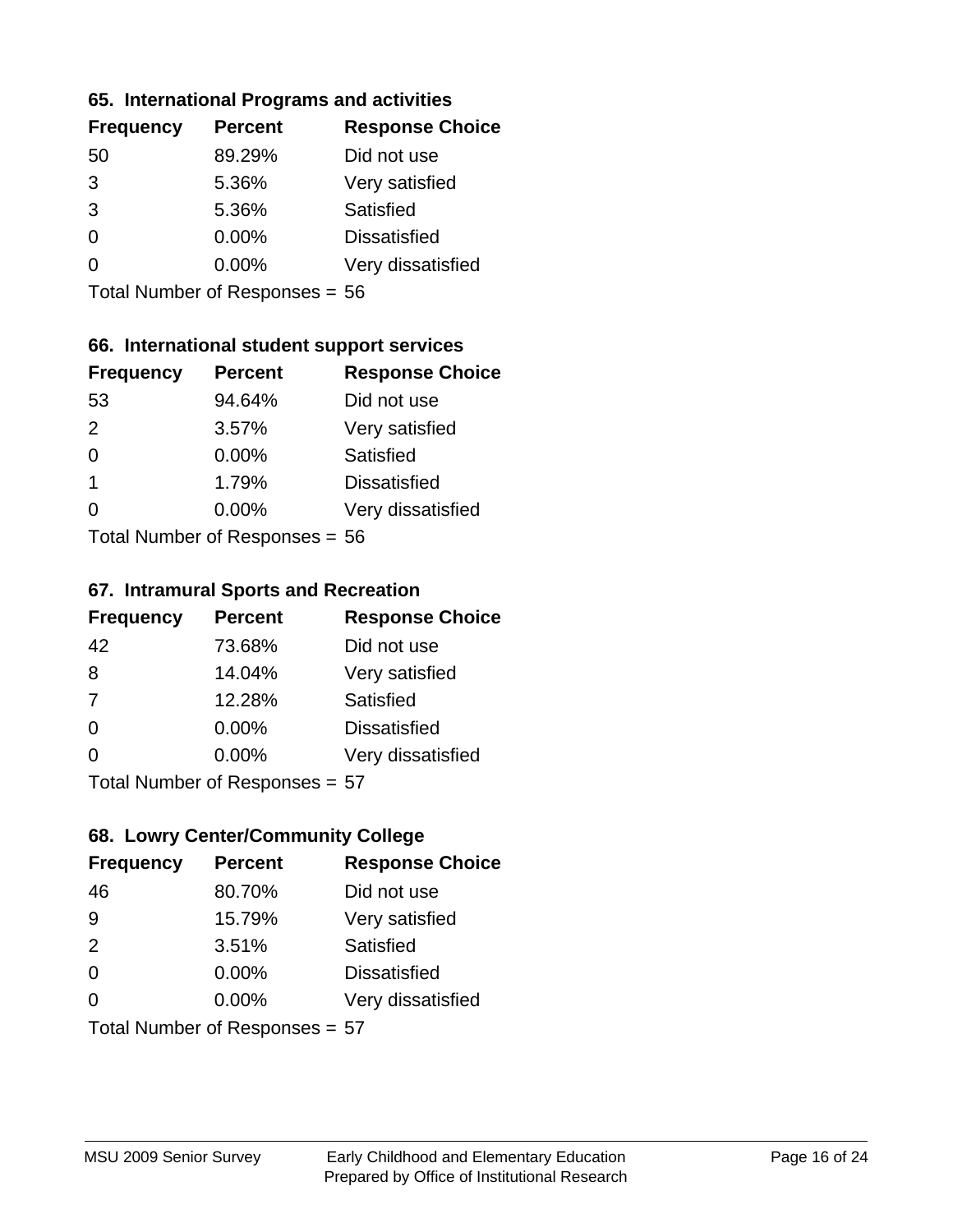### 65. International Programs and activities

| Frequency | Percent | Response Choice |
|---|---|---|
| 50 | 89.29% | Did not use |
| 3 | 5.36% | Very satisfied |
| 3 | 5.36% | Satisfied |
| 0 | 0.00% | Dissatisfied |
| 0 | 0.00% | Very dissatisfied |

Total Number of Responses = 56

### 66. International student support services

| Frequency | Percent | Response Choice |
|---|---|---|
| 53 | 94.64% | Did not use |
| 2 | 3.57% | Very satisfied |
| 0 | 0.00% | Satisfied |
| 1 | 1.79% | Dissatisfied |
| 0 | 0.00% | Very dissatisfied |

Total Number of Responses = 56

### 67. Intramural Sports and Recreation

| Frequency | Percent | Response Choice |
|---|---|---|
| 42 | 73.68% | Did not use |
| 8 | 14.04% | Very satisfied |
| 7 | 12.28% | Satisfied |
| 0 | 0.00% | Dissatisfied |
| 0 | 0.00% | Very dissatisfied |

Total Number of Responses = 57

### 68. Lowry Center/Community College

| Frequency | Percent | Response Choice |
|---|---|---|
| 46 | 80.70% | Did not use |
| 9 | 15.79% | Very satisfied |
| 2 | 3.51% | Satisfied |
| 0 | 0.00% | Dissatisfied |
| 0 | 0.00% | Very dissatisfied |

Total Number of Responses = 57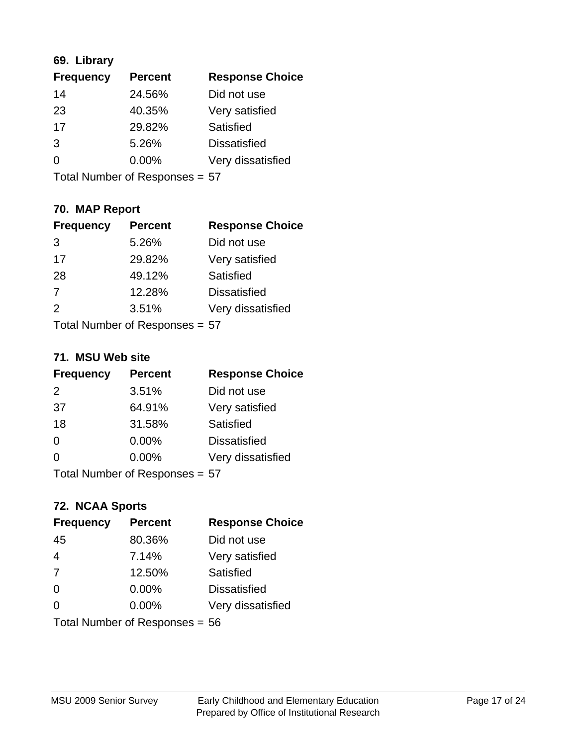### 69. Library

| Frequency | Percent | Response Choice |
|---|---|---|
| 14 | 24.56% | Did not use |
| 23 | 40.35% | Very satisfied |
| 17 | 29.82% | Satisfied |
| 3 | 5.26% | Dissatisfied |
| 0 | 0.00% | Very dissatisfied |

Total Number of Responses = 57

### 70. MAP Report

| Frequency | Percent | Response Choice |
|---|---|---|
| 3 | 5.26% | Did not use |
| 17 | 29.82% | Very satisfied |
| 28 | 49.12% | Satisfied |
| 7 | 12.28% | Dissatisfied |
| 2 | 3.51% | Very dissatisfied |

Total Number of Responses = 57

### 71. MSU Web site

| Frequency | Percent | Response Choice |
|---|---|---|
| 2 | 3.51% | Did not use |
| 37 | 64.91% | Very satisfied |
| 18 | 31.58% | Satisfied |
| 0 | 0.00% | Dissatisfied |
| 0 | 0.00% | Very dissatisfied |

Total Number of Responses = 57

### 72. NCAA Sports

| Frequency | Percent | Response Choice |
|---|---|---|
| 45 | 80.36% | Did not use |
| 4 | 7.14% | Very satisfied |
| 7 | 12.50% | Satisfied |
| 0 | 0.00% | Dissatisfied |
| 0 | 0.00% | Very dissatisfied |

Total Number of Responses = 56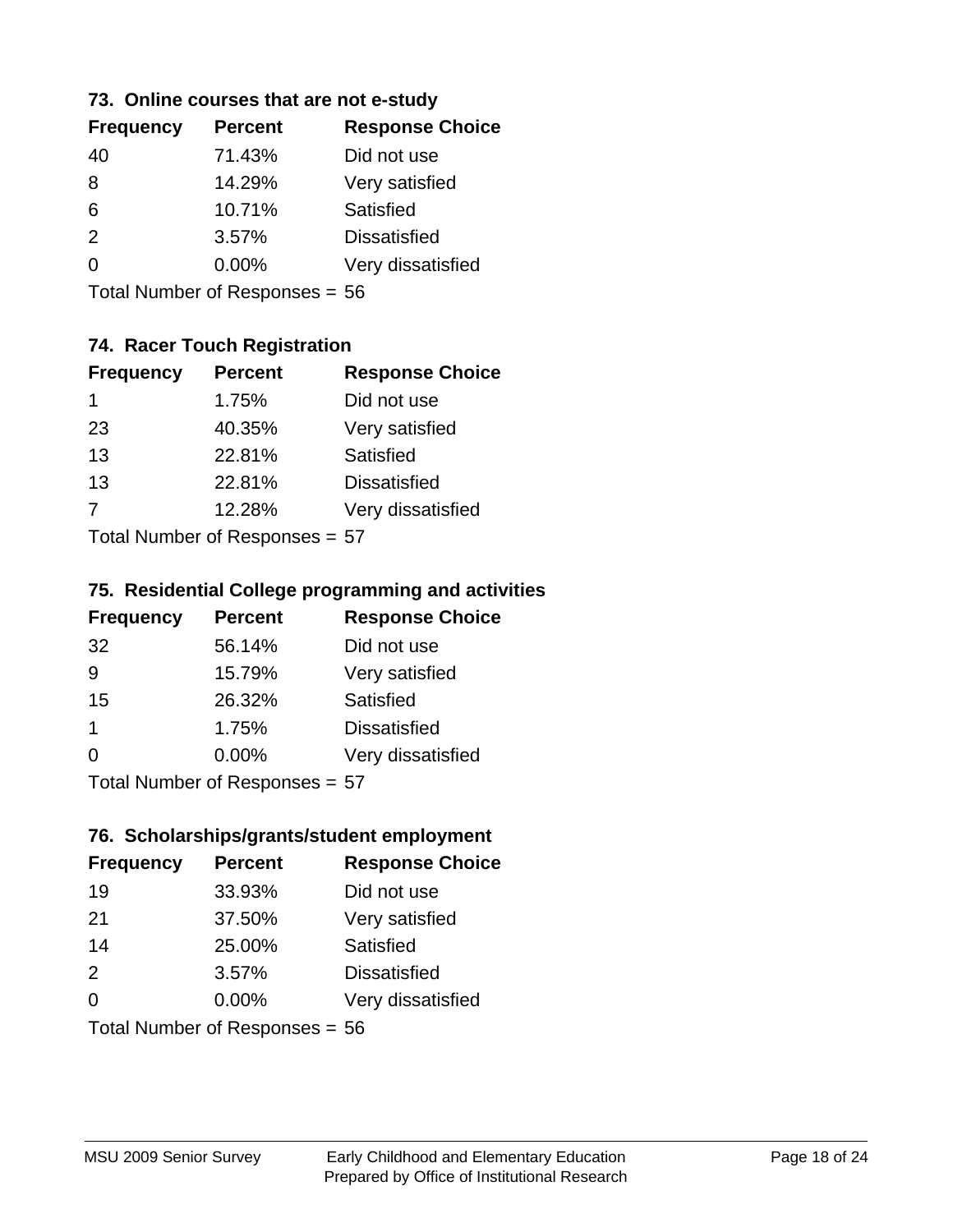### 73. Online courses that are not e-study

| Frequency | Percent | Response Choice |
|---|---|---|
| 40 | 71.43% | Did not use |
| 8 | 14.29% | Very satisfied |
| 6 | 10.71% | Satisfied |
| 2 | 3.57% | Dissatisfied |
| 0 | 0.00% | Very dissatisfied |

Total Number of Responses = 56

### 74. Racer Touch Registration

| Frequency | Percent | Response Choice |
|---|---|---|
| 1 | 1.75% | Did not use |
| 23 | 40.35% | Very satisfied |
| 13 | 22.81% | Satisfied |
| 13 | 22.81% | Dissatisfied |
| 7 | 12.28% | Very dissatisfied |

Total Number of Responses = 57

### 75. Residential College programming and activities

| Frequency | Percent | Response Choice |
|---|---|---|
| 32 | 56.14% | Did not use |
| 9 | 15.79% | Very satisfied |
| 15 | 26.32% | Satisfied |
| 1 | 1.75% | Dissatisfied |
| 0 | 0.00% | Very dissatisfied |

Total Number of Responses = 57

### 76. Scholarships/grants/student employment

| Frequency | Percent | Response Choice |
|---|---|---|
| 19 | 33.93% | Did not use |
| 21 | 37.50% | Very satisfied |
| 14 | 25.00% | Satisfied |
| 2 | 3.57% | Dissatisfied |
| 0 | 0.00% | Very dissatisfied |

Total Number of Responses = 56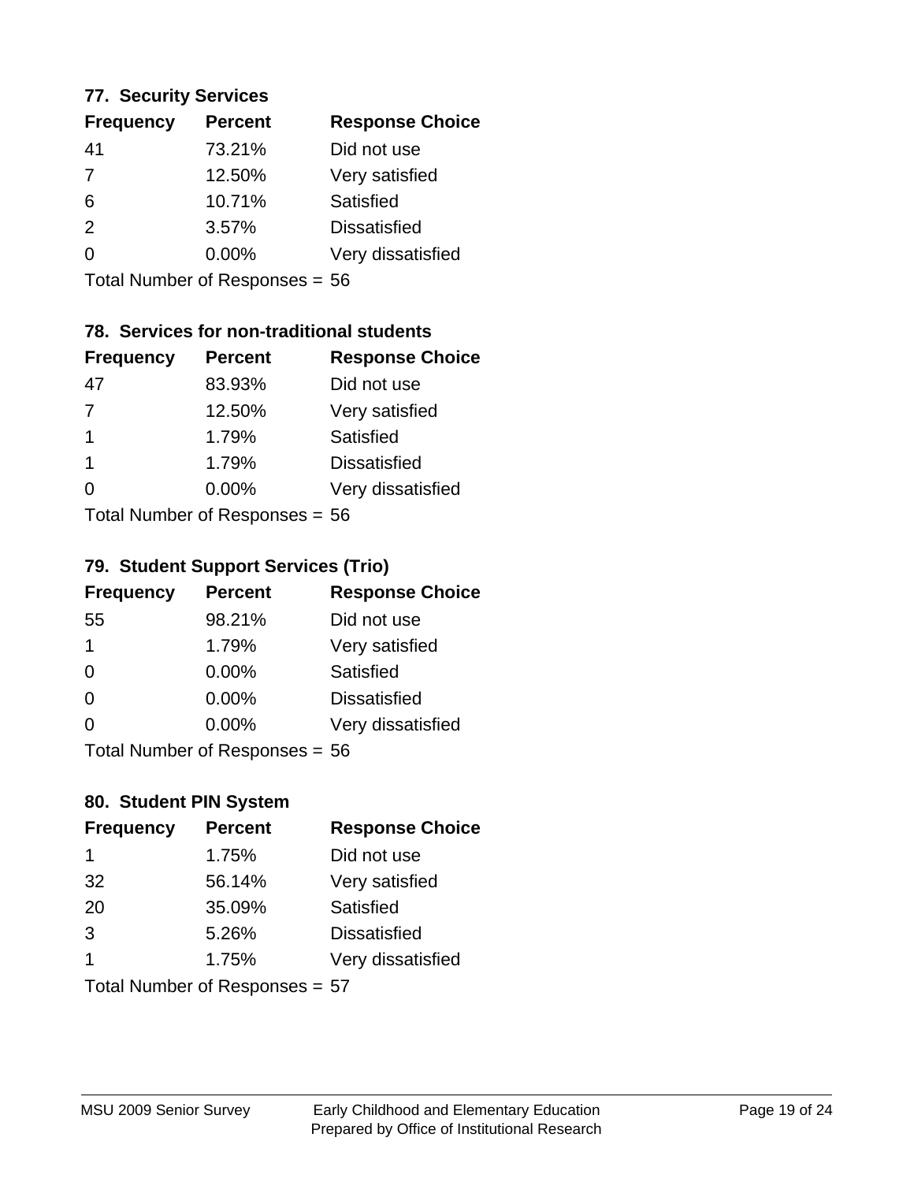### 77. Security Services

| Frequency | Percent | Response Choice |
|---|---|---|
| 41 | 73.21% | Did not use |
| 7 | 12.50% | Very satisfied |
| 6 | 10.71% | Satisfied |
| 2 | 3.57% | Dissatisfied |
| 0 | 0.00% | Very dissatisfied |

Total Number of Responses = 56

### 78. Services for non-traditional students

| Frequency | Percent | Response Choice |
|---|---|---|
| 47 | 83.93% | Did not use |
| 7 | 12.50% | Very satisfied |
| 1 | 1.79% | Satisfied |
| 1 | 1.79% | Dissatisfied |
| 0 | 0.00% | Very dissatisfied |

Total Number of Responses = 56

### 79. Student Support Services (Trio)

| Frequency | Percent | Response Choice |
|---|---|---|
| 55 | 98.21% | Did not use |
| 1 | 1.79% | Very satisfied |
| 0 | 0.00% | Satisfied |
| 0 | 0.00% | Dissatisfied |
| 0 | 0.00% | Very dissatisfied |

Total Number of Responses = 56

### 80. Student PIN System

| Frequency | Percent | Response Choice |
|---|---|---|
| 1 | 1.75% | Did not use |
| 32 | 56.14% | Very satisfied |
| 20 | 35.09% | Satisfied |
| 3 | 5.26% | Dissatisfied |
| 1 | 1.75% | Very dissatisfied |

Total Number of Responses = 57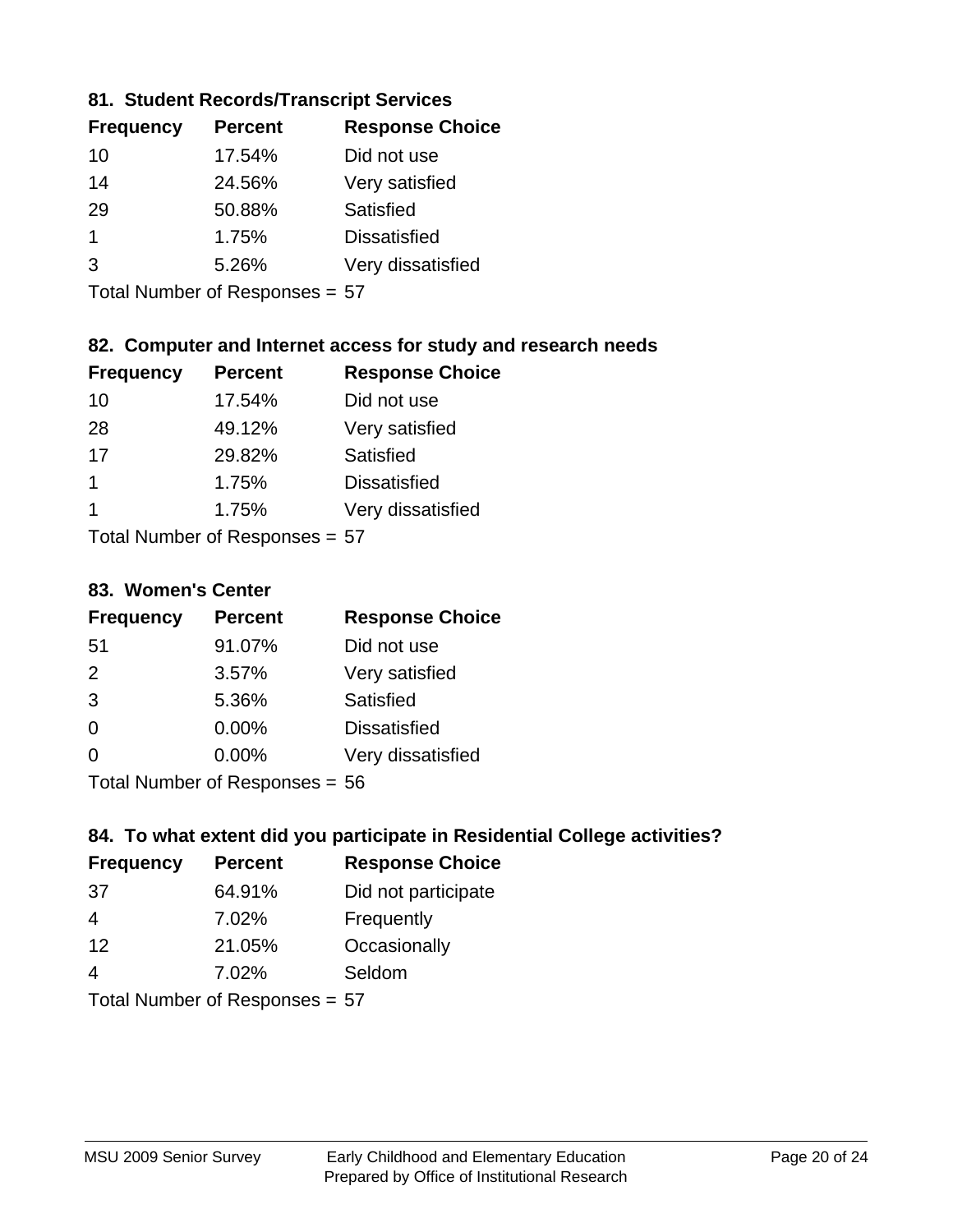### 81. Student Records/Transcript Services

| Frequency | Percent | Response Choice |
|---|---|---|
| 10 | 17.54% | Did not use |
| 14 | 24.56% | Very satisfied |
| 29 | 50.88% | Satisfied |
| 1 | 1.75% | Dissatisfied |
| 3 | 5.26% | Very dissatisfied |

Total Number of Responses = 57

### 82. Computer and Internet access for study and research needs

| Frequency | Percent | Response Choice |
|---|---|---|
| 10 | 17.54% | Did not use |
| 28 | 49.12% | Very satisfied |
| 17 | 29.82% | Satisfied |
| 1 | 1.75% | Dissatisfied |
| 1 | 1.75% | Very dissatisfied |

Total Number of Responses = 57

### 83. Women's Center

| Frequency | Percent | Response Choice |
|---|---|---|
| 51 | 91.07% | Did not use |
| 2 | 3.57% | Very satisfied |
| 3 | 5.36% | Satisfied |
| 0 | 0.00% | Dissatisfied |
| 0 | 0.00% | Very dissatisfied |

Total Number of Responses = 56

### 84. To what extent did you participate in Residential College activities?

| Frequency | Percent | Response Choice |
|---|---|---|
| 37 | 64.91% | Did not participate |
| 4 | 7.02% | Frequently |
| 12 | 21.05% | Occasionally |
| 4 | 7.02% | Seldom |

Total Number of Responses = 57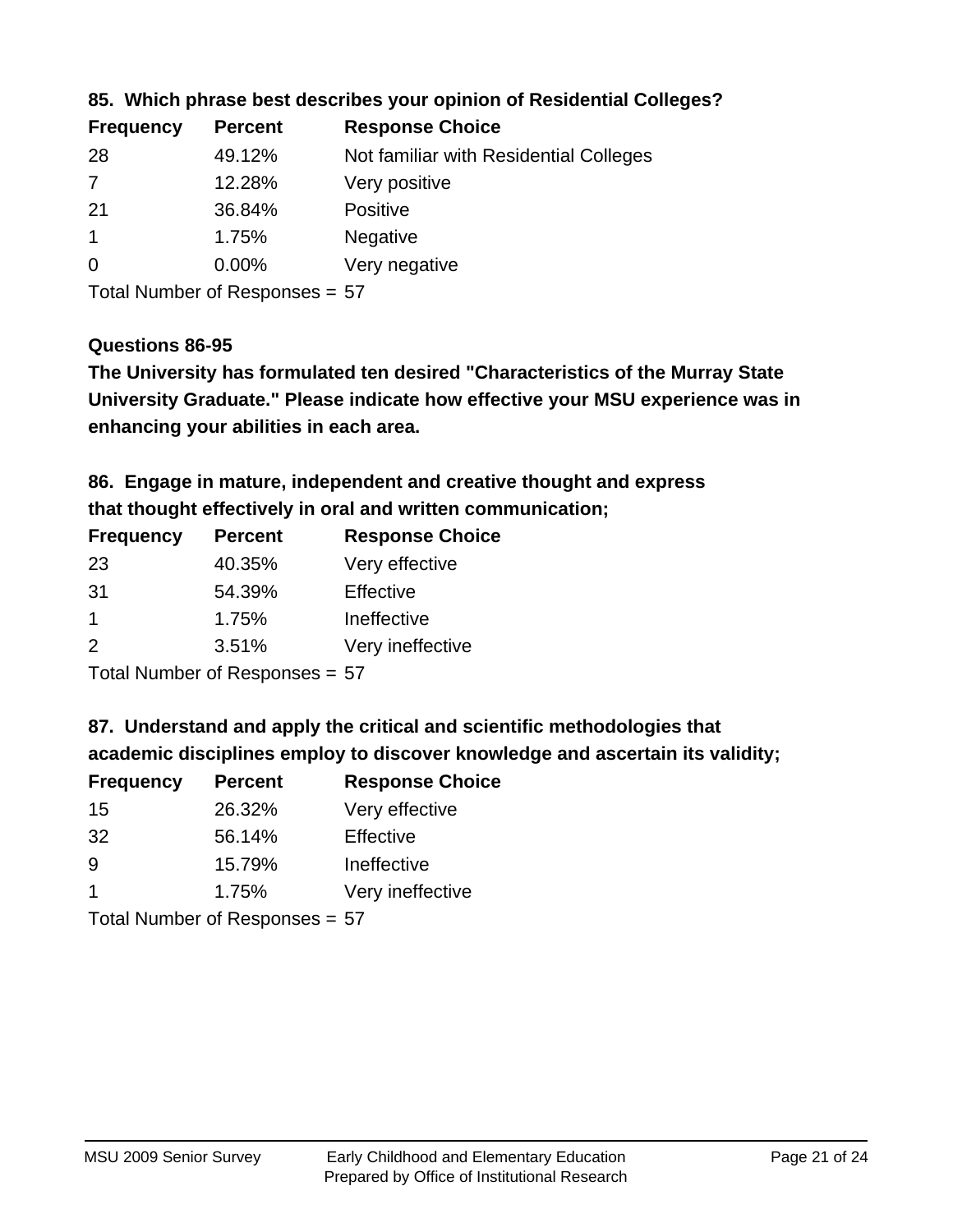### 85. Which phrase best describes your opinion of Residential Colleges?

| Frequency | Percent | Response Choice |
|---|---|---|
| 28 | 49.12% | Not familiar with Residential Colleges |
| 7 | 12.28% | Very positive |
| 21 | 36.84% | Positive |
| 1 | 1.75% | Negative |
| 0 | 0.00% | Very negative |

Total Number of Responses = 57

### Questions 86-95

**The University has formulated ten desired "Characteristics of the Murray State University Graduate." Please indicate how effective your MSU experience was in enhancing your abilities in each area.**

### 86. Engage in mature, independent and creative thought and express that thought effectively in oral and written communication;

| Frequency | Percent | Response Choice |
|---|---|---|
| 23 | 40.35% | Very effective |
| 31 | 54.39% | Effective |
| 1 | 1.75% | Ineffective |
| 2 | 3.51% | Very ineffective |

Total Number of Responses = 57

### 87. Understand and apply the critical and scientific methodologies that academic disciplines employ to discover knowledge and ascertain its validity;

| Frequency | Percent | Response Choice |
|---|---|---|
| 15 | 26.32% | Very effective |
| 32 | 56.14% | Effective |
| 9 | 15.79% | Ineffective |
| 1 | 1.75% | Very ineffective |

Total Number of Responses = 57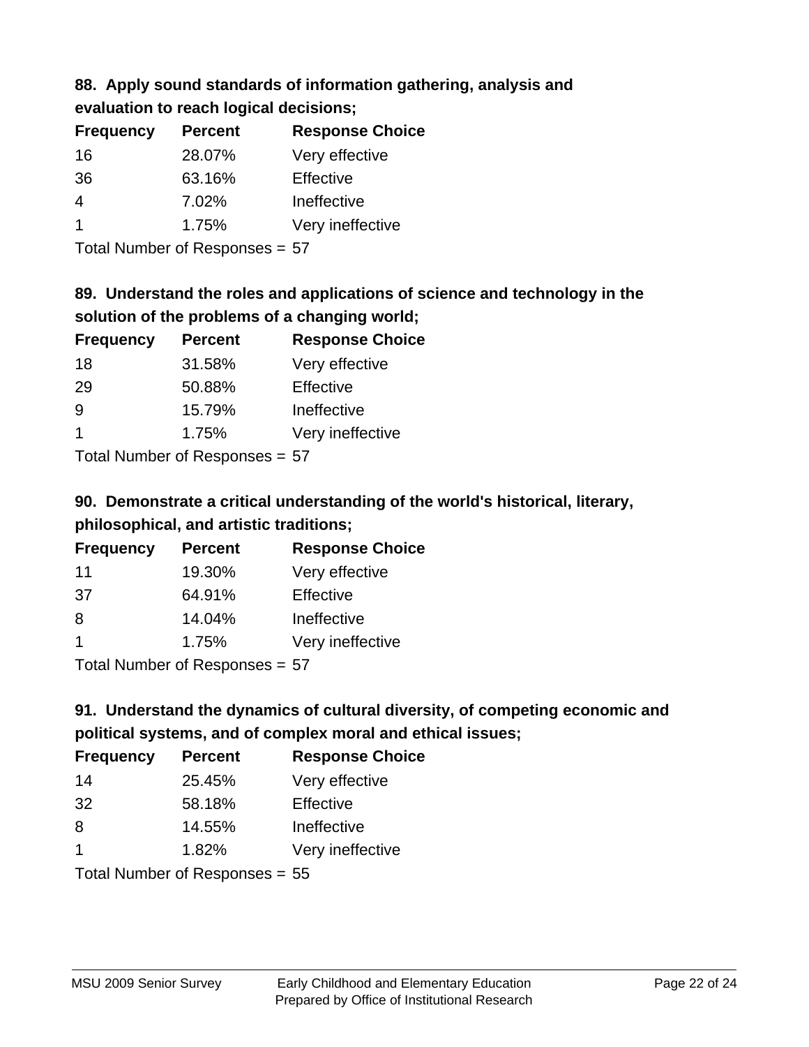### 88. Apply sound standards of information gathering, analysis and evaluation to reach logical decisions;

| Frequency | Percent | Response Choice |
|---|---|---|
| 16 | 28.07% | Very effective |
| 36 | 63.16% | Effective |
| 4 | 7.02% | Ineffective |
| 1 | 1.75% | Very ineffective |

Total Number of Responses = 57

### 89. Understand the roles and applications of science and technology in the solution of the problems of a changing world;

| Frequency | Percent | Response Choice |
|---|---|---|
| 18 | 31.58% | Very effective |
| 29 | 50.88% | Effective |
| 9 | 15.79% | Ineffective |
| 1 | 1.75% | Very ineffective |

Total Number of Responses = 57

### 90. Demonstrate a critical understanding of the world's historical, literary, philosophical, and artistic traditions;

| Frequency | Percent | Response Choice |
|---|---|---|
| 11 | 19.30% | Very effective |
| 37 | 64.91% | Effective |
| 8 | 14.04% | Ineffective |
| 1 | 1.75% | Very ineffective |

Total Number of Responses = 57

### 91. Understand the dynamics of cultural diversity, of competing economic and political systems, and of complex moral and ethical issues;

| Frequency | Percent | Response Choice |
|---|---|---|
| 14 | 25.45% | Very effective |
| 32 | 58.18% | Effective |
| 8 | 14.55% | Ineffective |
| 1 | 1.82% | Very ineffective |

Total Number of Responses = 55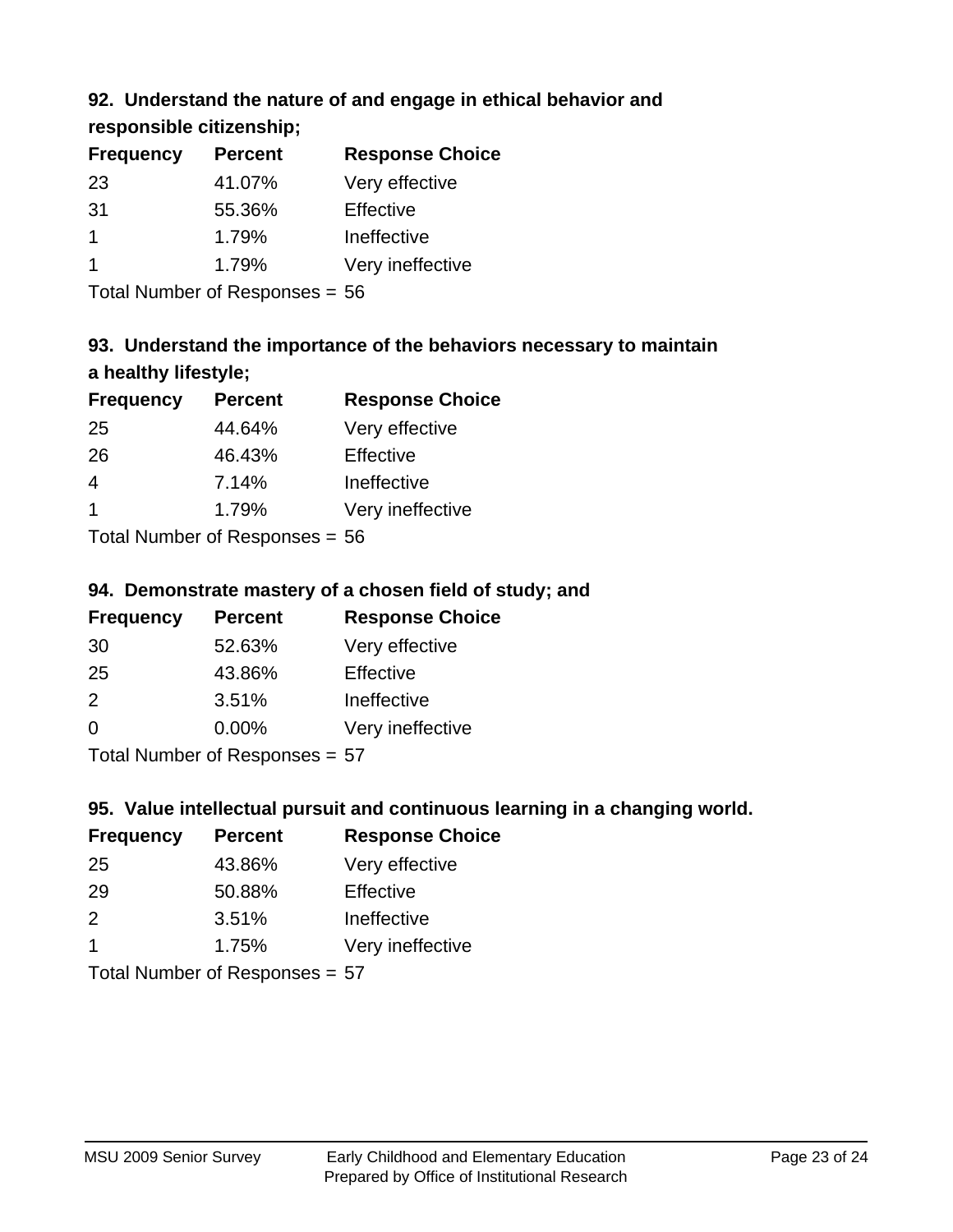### 92. Understand the nature of and engage in ethical behavior and responsible citizenship;

| Frequency | Percent | Response Choice |
|---|---|---|
| 23 | 41.07% | Very effective |
| 31 | 55.36% | Effective |
| 1 | 1.79% | Ineffective |
| 1 | 1.79% | Very ineffective |

Total Number of Responses = 56

### 93. Understand the importance of the behaviors necessary to maintain a healthy lifestyle;

| Frequency | Percent | Response Choice |
|---|---|---|
| 25 | 44.64% | Very effective |
| 26 | 46.43% | Effective |
| 4 | 7.14% | Ineffective |
| 1 | 1.79% | Very ineffective |

Total Number of Responses = 56

### 94. Demonstrate mastery of a chosen field of study; and

| Frequency | Percent | Response Choice |
|---|---|---|
| 30 | 52.63% | Very effective |
| 25 | 43.86% | Effective |
| 2 | 3.51% | Ineffective |
| 0 | 0.00% | Very ineffective |

Total Number of Responses = 57

### 95. Value intellectual pursuit and continuous learning in a changing world.

| Frequency | Percent | Response Choice |
|---|---|---|
| 25 | 43.86% | Very effective |
| 29 | 50.88% | Effective |
| 2 | 3.51% | Ineffective |
| 1 | 1.75% | Very ineffective |

Total Number of Responses = 57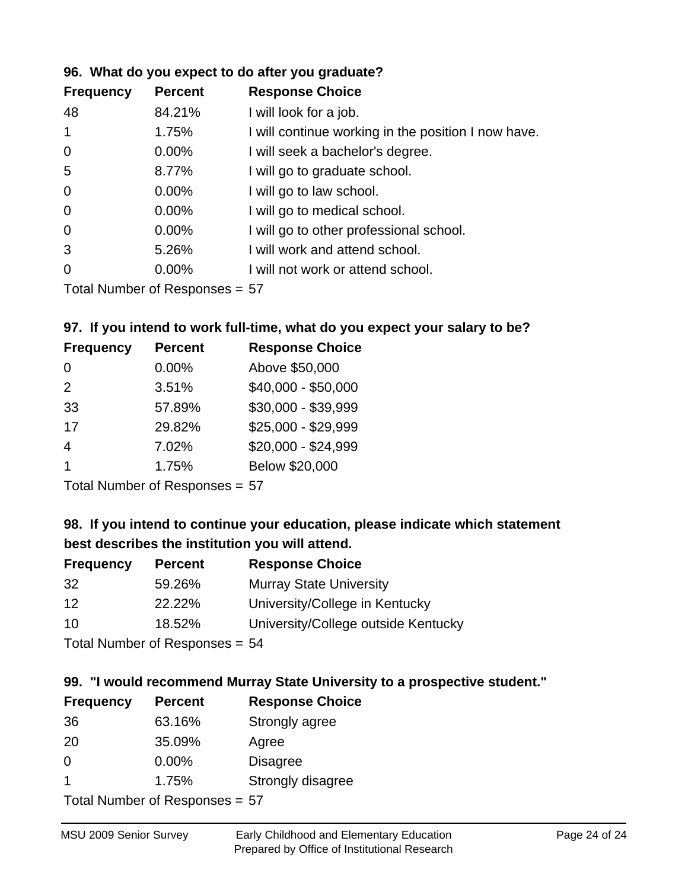### 96. What do you expect to do after you graduate?

| Frequency | Percent | Response Choice |
|---|---|---|
| 48 | 84.21% | I will look for a job. |
| 1 | 1.75% | I will continue working in the position I now have. |
| 0 | 0.00% | I will seek a bachelor's degree. |
| 5 | 8.77% | I will go to graduate school. |
| 0 | 0.00% | I will go to law school. |
| 0 | 0.00% | I will go to medical school. |
| 0 | 0.00% | I will go to other professional school. |
| 3 | 5.26% | I will work and attend school. |
| 0 | 0.00% | I will not work or attend school. |

Total Number of Responses = 57

### 97. If you intend to work full-time, what do you expect your salary to be?

| Frequency | Percent | Response Choice |
|---|---|---|
| 0 | 0.00% | Above $50,000 |
| 2 | 3.51% | $40,000 - $50,000 |
| 33 | 57.89% | $30,000 - $39,999 |
| 17 | 29.82% | $25,000 - $29,999 |
| 4 | 7.02% | $20,000 - $24,999 |
| 1 | 1.75% | Below $20,000 |

Total Number of Responses = 57

### 98. If you intend to continue your education, please indicate which statement best describes the institution you will attend.

| Frequency | Percent | Response Choice |
|---|---|---|
| 32 | 59.26% | Murray State University |
| 12 | 22.22% | University/College in Kentucky |
| 10 | 18.52% | University/College outside Kentucky |

Total Number of Responses = 54

### 99. "I would recommend Murray State University to a prospective student."

| Frequency | Percent | Response Choice |
|---|---|---|
| 36 | 63.16% | Strongly agree |
| 20 | 35.09% | Agree |
| 0 | 0.00% | Disagree |
| 1 | 1.75% | Strongly disagree |

Total Number of Responses = 57